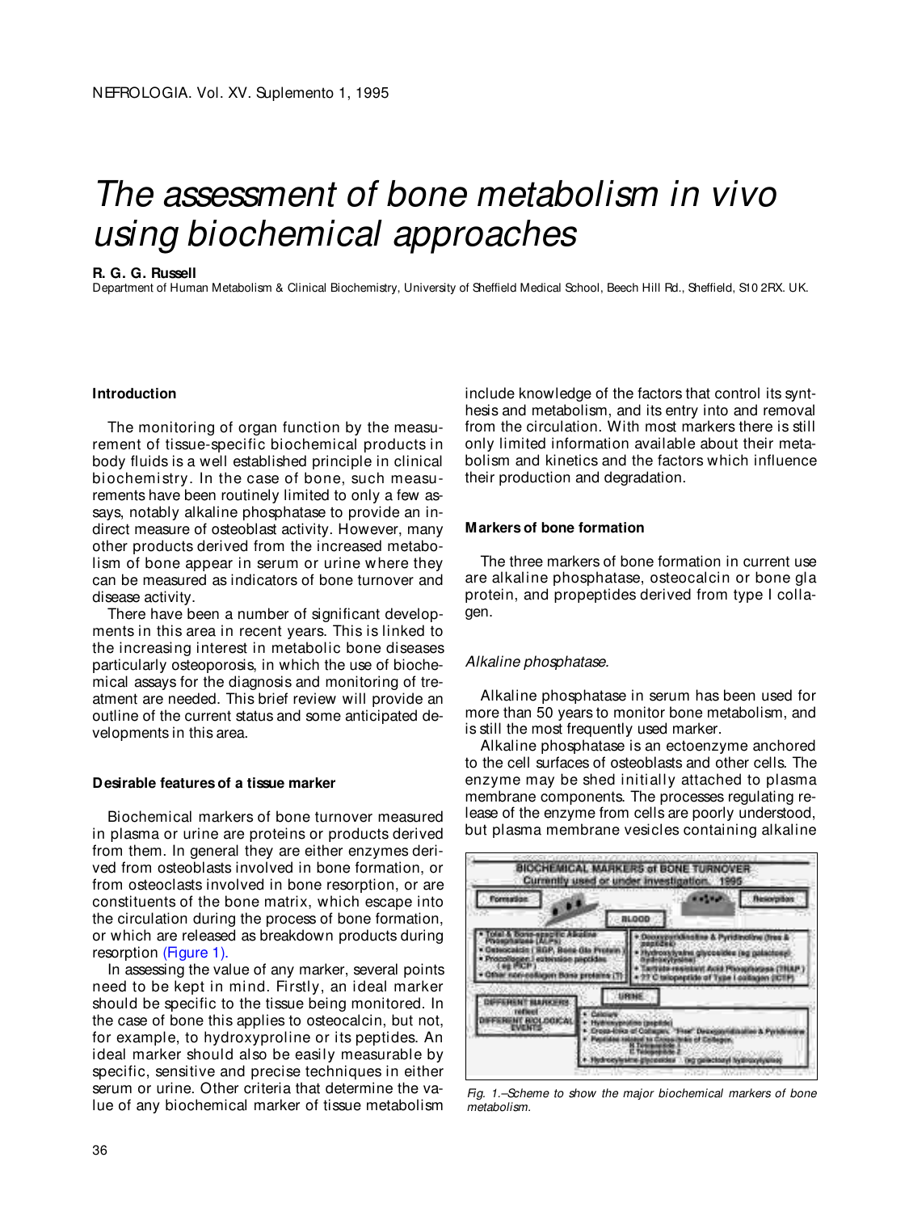# The assessment of bone metabolism in vivo using biochemical approaches

**R. G. G. Russell**

Department of Human Metabolism & Clinical Biochemistry, University of Sheffield Medical School, Beech Hill Rd., Sheffield, S10 2RX. UK.

### Introduction

The monitoring of organ function by the measurement of tissue-specific biochemical products in body fluids is a well established principle in clinical biochemistry. In the case of bone, such measurements have been routinely limited to only a few assays, notably alkaline phosphatase to provide an indirect measure of osteoblast activity. However, many other products derived from the increased metabolism of bone appear in serum or urine where they can be measured as indicators of bone turnover and disease activity.

There have been a number of significant developments in this area in recent years. This is linked to the increasing interest in metabolic bone diseases particularly osteoporosis, in which the use of biochemical assays for the diagnosis and monitoring of treatment are needed. This brief review will provide an outline of the current status and some anticipated developments in this area.

### Desirable features of a tissue marker

Biochemical markers of bone turnover measured in plasma or urine are proteins or products derived from them. In general they are either enzymes derived from osteoblasts involved in bone formation, or from osteoclasts involved in bone resorption, or are constituents of the bone matrix, which escape into the circulation during the process of bone formation, or which are released as breakdown products during resorption (Figure 1).

In assessing the value of any marker, several points need to be kept in mind. Firstly, an ideal marker should be specific to the tissue being monitored. In the case of bone this applies to osteocalcin, but not, for example, to hydroxyproline or its peptides. An ideal marker should also be easily measurable by specific, sensitive and precise techniques in either serum or urine. Other criteria that determine the value of any biochemical marker of tissue metabolism include knowledge of the factors that control its synthesis and metabolism, and its entry into and removal from the circulation. With most markers there is still only limited information available about their metabolism and kinetics and the factors which influence their production and degradation.

### Markers of bone formation

The three markers of bone formation in current use are alkaline phosphatase, osteocalcin or bone gla protein, and propeptides derived from type I collagen.

#### *Alkaline phosphatase.*

Alkaline phosphatase in serum has been used for more than 50 years to monitor bone metabolism, and is still the most frequently used marker.

Alkaline phosphatase is an ectoenzyme anchored to the cell surfaces of osteoblasts and other cells. The enzyme may be shed initially attached to plasma membrane components. The processes regulating release of the enzyme from cells are poorly understood, but plasma membrane vesicles containing alkaline

BIOCHEMICAL MARKERS of BONE TURNOVER
Currently used or under investigation. 1995
Formation
Resorption
BLOOD
• Total & Bone-specific Alkaline Phosphatases (ALPs)
• Osteocalcin (BGP, Bone Gla Protein)
• Procollagen I extension peptides (eg PICP)
• Other non-collagen Bone proteins (?)
• Deoxypyridinoline & Pyridinoline (free & peptides)
• Hydroxylysine glycosides (eg galactosyl hydroxylysine)
• Tartrate-resistant Acid Phosphatase (TRAP)
• ?? C telopeptide of Type I collagen (ICTP)
URINE
DIFFERENT MARKERS reflect DIFFERENT BIOLOGICAL EVENTS
• Calcium
• Hydroxyproline (peptide)
• Cross-links of Collagen. "Free" Deoxypyridinoline & Pyridinoline
• Peptides related to Cross-links of Collagen. N Telopeptide ? C Telopeptide ?
• Hydroxylysine glycosides (eg galactosyl hydroxylysine)

*Fig. 1.–Scheme to show the major biochemical markers of bone metabolism.*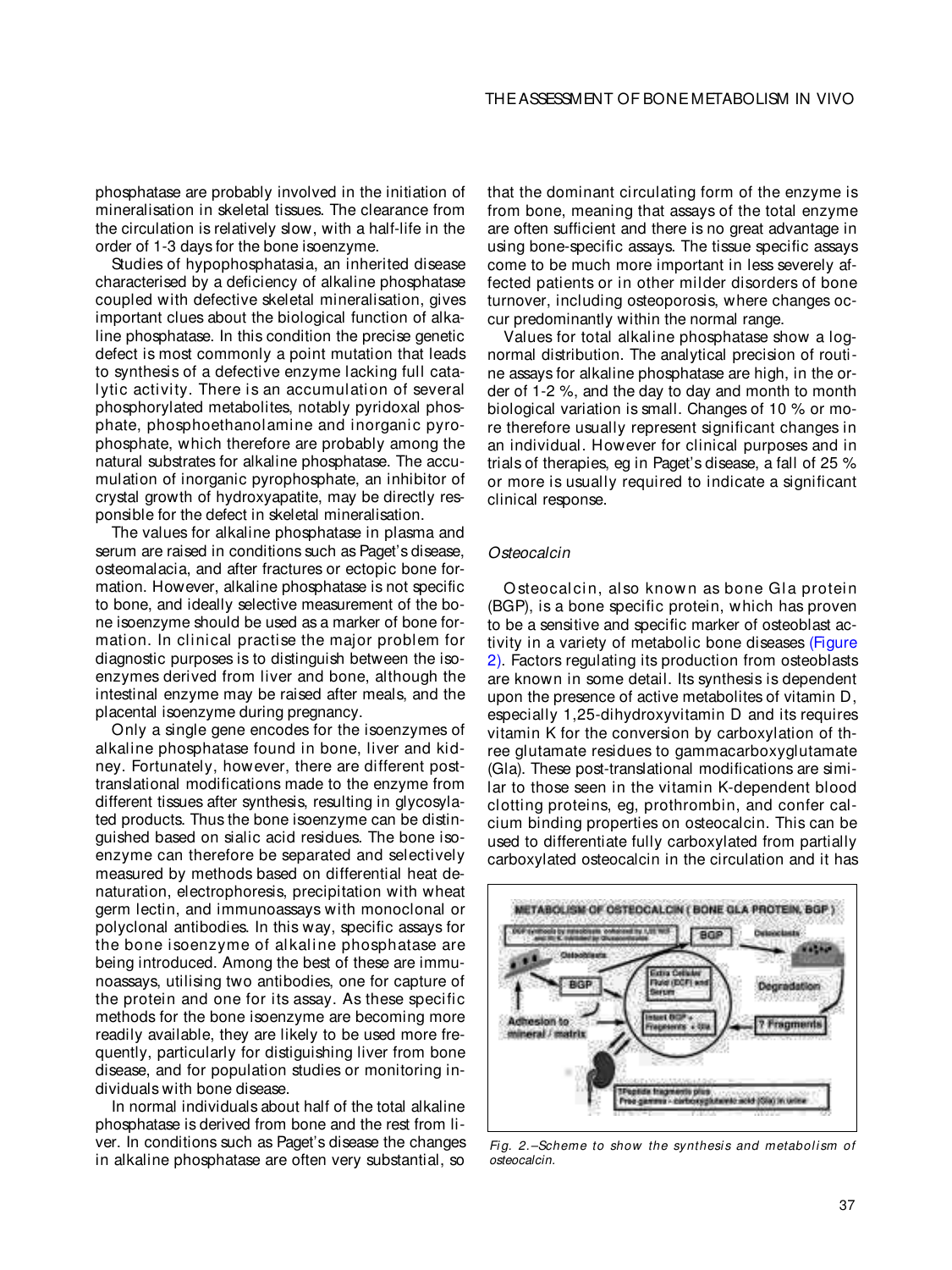phosphatase are probably involved in the initiation of mineralisation in skeletal tissues. The clearance from the circulation is relatively slow, with a half-life in the order of 1-3 days for the bone isoenzyme.

Studies of hypophosphatasia, an inherited disease characterised by a deficiency of alkaline phosphatase coupled with defective skeletal mineralisation, gives important clues about the biological function of alkaline phosphatase. In this condition the precise genetic defect is most commonly a point mutation that leads to synthesis of a defective enzyme lacking full catalytic activity. There is an accumulation of several phosphorylated metabolites, notably pyridoxal phosphate, phosphoethanolamine and inorganic pyrophosphate, which therefore are probably among the natural substrates for alkaline phosphatase. The accumulation of inorganic pyrophosphate, an inhibitor of crystal growth of hydroxyapatite, may be directly responsible for the defect in skeletal mineralisation.

The values for alkaline phosphatase in plasma and serum are raised in conditions such as Paget's disease, osteomalacia, and after fractures or ectopic bone formation. However, alkaline phosphatase is not specific to bone, and ideally selective measurement of the bone isoenzyme should be used as a marker of bone formation. In clinical practise the major problem for diagnostic purposes is to distinguish between the isoenzymes derived from liver and bone, although the intestinal enzyme may be raised after meals, and the placental isoenzyme during pregnancy.

Only a single gene encodes for the isoenzymes of alkaline phosphatase found in bone, liver and kidney. Fortunately, however, there are different post-translational modifications made to the enzyme from different tissues after synthesis, resulting in glycosylated products. Thus the bone isoenzyme can be distinguished based on sialic acid residues. The bone isoenzyme can therefore be separated and selectively measured by methods based on differential heat denaturation, electrophoresis, precipitation with wheat germ lectin, and immunoassays with monoclonal or polyclonal antibodies. In this way, specific assays for the bone isoenzyme of alkaline phosphatase are being introduced. Among the best of these are immunoassays, utilising two antibodies, one for capture of the protein and one for its assay. As these specific methods for the bone isoenzyme are becoming more readily available, they are likely to be used more frequently, particularly for distiguishing liver from bone disease, and for population studies or monitoring individuals with bone disease.

In normal individuals about half of the total alkaline phosphatase is derived from bone and the rest from liver. In conditions such as Paget's disease the changes in alkaline phosphatase are often very substantial, so that the dominant circulating form of the enzyme is from bone, meaning that assays of the total enzyme are often sufficient and there is no great advantage in using bone-specific assays. The tissue specific assays come to be much more important in less severely affected patients or in other milder disorders of bone turnover, including osteoporosis, where changes occur predominantly within the normal range.

Values for total alkaline phosphatase show a log-normal distribution. The analytical precision of routine assays for alkaline phosphatase are high, in the order of 1-2 %, and the day to day and month to month biological variation is small. Changes of 10 % or more therefore usually represent significant changes in an individual. However for clinical purposes and in trials of therapies, eg in Paget's disease, a fall of 25 % or more is usually required to indicate a significant clinical response.

### *Osteocalcin*

Osteocalcin, also known as bone Gla protein (BGP), is a bone specific protein, which has proven to be a sensitive and specific marker of osteoblast activity in a variety of metabolic bone diseases (Figure 2). Factors regulating its production from osteoblasts are known in some detail. Its synthesis is dependent upon the presence of active metabolites of vitamin D, especially 1,25-dihydroxyvitamin D and its requires vitamin K for the conversion by carboxylation of three glutamate residues to gammacarboxyglutamate (Gla). These post-translational modifications are similar to those seen in the vitamin K-dependent blood clotting proteins, eg, prothrombin, and confer calcium binding properties on osteocalcin. This can be used to differentiate fully carboxylated from partially carboxylated osteocalcin in the circulation and it has

METABOLISM OF OSTEOCALCIN ( BONE GLA PROTEIN, BGP )

BGP synthesis by osteoblasts, enhanced by 1,25 D3 and Vit K, inhibited by Glucocorticoids

BGP

Osteoclasts

Osteoblasts

BGP

Extra Cellular Fluid (ECF) and Serum

Degradation

Adhesion to mineral / matrix

Intact BGP + Fragments + Gla

? Fragments

?Peptide fragments plus Free gamma - carboxyglutamic acid (Gla) in urine

Fig. 2.–Scheme to show the synthesis and metabolism of osteocalcin.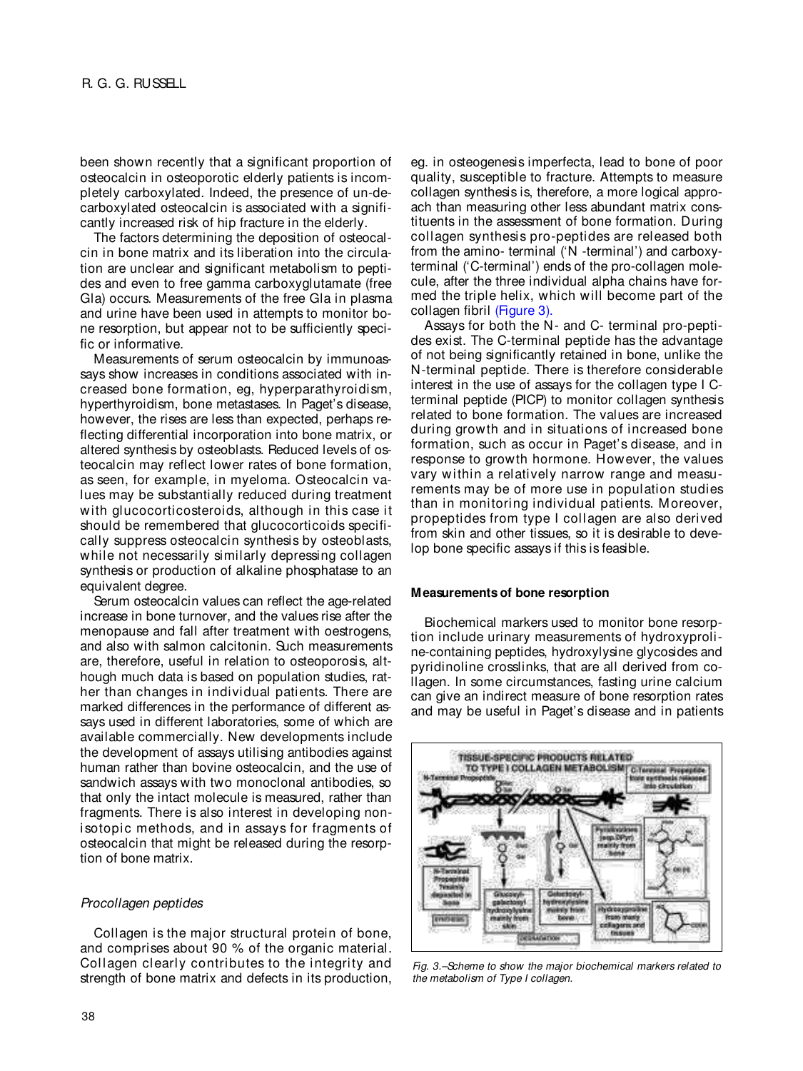been shown recently that a significant proportion of osteocalcin in osteoporotic elderly patients is incompletely carboxylated. Indeed, the presence of un-decarboxylated osteocalcin is associated with a significantly increased risk of hip fracture in the elderly.

The factors determining the deposition of osteocalcin in bone matrix and its liberation into the circulation are unclear and significant metabolism to peptides and even to free gamma carboxyglutamate (free Gla) occurs. Measurements of the free Gla in plasma and urine have been used in attempts to monitor bone resorption, but appear not to be sufficiently specific or informative.

Measurements of serum osteocalcin by immunoassays show increases in conditions associated with increased bone formation, eg, hyperparathyroidism, hyperthyroidism, bone metastases. In Paget's disease, however, the rises are less than expected, perhaps reflecting differential incorporation into bone matrix, or altered synthesis by osteoblasts. Reduced levels of osteocalcin may reflect lower rates of bone formation, as seen, for example, in myeloma. Osteocalcin values may be substantially reduced during treatment with glucocorticosteroids, although in this case it should be remembered that glucocorticoids specifically suppress osteocalcin synthesis by osteoblasts, while not necessarily similarly depressing collagen synthesis or production of alkaline phosphatase to an equivalent degree.

Serum osteocalcin values can reflect the age-related increase in bone turnover, and the values rise after the menopause and fall after treatment with oestrogens, and also with salmon calcitonin. Such measurements are, therefore, useful in relation to osteoporosis, although much data is based on population studies, rather than changes in individual patients. There are marked differences in the performance of different assays used in different laboratories, some of which are available commercially. New developments include the development of assays utilising antibodies against human rather than bovine osteocalcin, and the use of sandwich assays with two monoclonal antibodies, so that only the intact molecule is measured, rather than fragments. There is also interest in developing non-isotopic methods, and in assays for fragments of osteocalcin that might be released during the resorption of bone matrix.

### *Procollagen peptides*

Collagen is the major structural protein of bone, and comprises about 90 % of the organic material. Collagen clearly contributes to the integrity and strength of bone matrix and defects in its production, eg. in osteogenesis imperfecta, lead to bone of poor quality, susceptible to fracture. Attempts to measure collagen synthesis is, therefore, a more logical approach than measuring other less abundant matrix constituents in the assessment of bone formation. During collagen synthesis pro-peptides are released both from the amino- terminal ('N -terminal') and carboxy-terminal ('C-terminal') ends of the pro-collagen molecule, after the three individual alpha chains have formed the triple helix, which will become part of the collagen fibril (Figure 3).

Assays for both the N- and C- terminal pro-peptides exist. The C-terminal peptide has the advantage of not being significantly retained in bone, unlike the N-terminal peptide. There is therefore considerable interest in the use of assays for the collagen type I C-terminal peptide (PICP) to monitor collagen synthesis related to bone formation. The values are increased during growth and in situations of increased bone formation, such as occur in Paget's disease, and in response to growth hormone. However, the values vary within a relatively narrow range and measurements may be of more use in population studies than in monitoring individual patients. Moreover, propeptides from type I collagen are also derived from skin and other tissues, so it is desirable to develop bone specific assays if this is feasible.

## Measurements of bone resorption

Biochemical markers used to monitor bone resorption include urinary measurements of hydroxyproline-containing peptides, hydroxylysine glycosides and pyridinoline crosslinks, that are all derived from collagen. In some circumstances, fasting urine calcium can give an indirect measure of bone resorption rates and may be useful in Paget's disease and in patients

TISSUE-SPECIFIC PRODUCTS RELATED TO TYPE I COLLAGEN METABOLISM

N-Terminal Propeptide

C-Terminal Propeptide from synthesis released into circulation

N-Terminal Propeptide Transiently deposited in bone

Glucosyl-galactosyl hydroxylysine mainly from skin

Galactosyl-hydroxylysine mainly from bone

Pyridinolines (esp. DPyr) mainly from bone

Hydroxyproline from many collagens and tissues

SYNTHESIS

DEGRADATION

*Fig. 3.–Scheme to show the major biochemical markers related to the metabolism of Type I collagen.*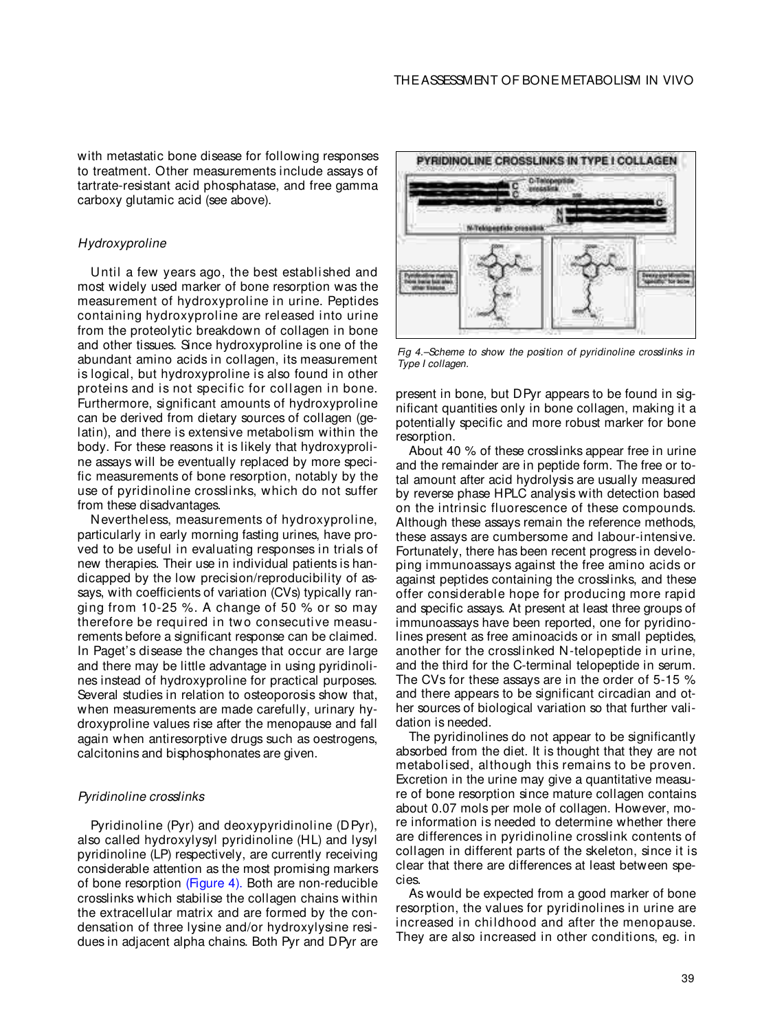with metastatic bone disease for following responses to treatment. Other measurements include assays of tartrate-resistant acid phosphatase, and free gamma carboxy glutamic acid (see above).

### *Hydroxyproline*

Until a few years ago, the best established and most widely used marker of bone resorption was the measurement of hydroxyproline in urine. Peptides containing hydroxyproline are released into urine from the proteolytic breakdown of collagen in bone and other tissues. Since hydroxyproline is one of the abundant amino acids in collagen, its measurement is logical, but hydroxyproline is also found in other proteins and is not specific for collagen in bone. Furthermore, significant amounts of hydroxyproline can be derived from dietary sources of collagen (gelatin), and there is extensive metabolism within the body. For these reasons it is likely that hydroxyproline assays will be eventually replaced by more specific measurements of bone resorption, notably by the use of pyridinoline crosslinks, which do not suffer from these disadvantages.

Nevertheless, measurements of hydroxyproline, particularly in early morning fasting urines, have proved to be useful in evaluating responses in trials of new therapies. Their use in individual patients is handicapped by the low precision/reproducibility of assays, with coefficients of variation (CVs) typically ranging from 10-25 %. A change of 50 % or so may therefore be required in two consecutive measurements before a significant response can be claimed. In Paget's disease the changes that occur are large and there may be little advantage in using pyridinolines instead of hydroxyproline for practical purposes. Several studies in relation to osteoporosis show that, when measurements are made carefully, urinary hydroxyproline values rise after the menopause and fall again when antiresorptive drugs such as oestrogens, calcitonins and bisphosphonates are given.

### *Pyridinoline crosslinks*

Pyridinoline (Pyr) and deoxypyridinoline (DPyr), also called hydroxylysyl pyridinoline (HL) and lysyl pyridinoline (LP) respectively, are currently receiving considerable attention as the most promising markers of bone resorption (Figure 4). Both are non-reducible crosslinks which stabilise the collagen chains within the extracellular matrix and are formed by the condensation of three lysine and/or hydroxylysine residues in adjacent alpha chains. Both Pyr and DPyr are present in bone, but DPyr appears to be found in significant quantities only in bone collagen, making it a potentially specific and more robust marker for bone resorption.

PYRIDINOLINE CROSSLINKS IN TYPE I COLLAGEN

C-Telopeptide crosslink

N-Telopeptide crosslink

Pyridinoline mainly from bone but also other tissues

Deoxypyridinoline "specific" for bone

*Fig 4.–Scheme to show the position of pyridinoline crosslinks in Type I collagen.*

About 40 % of these crosslinks appear free in urine and the remainder are in peptide form. The free or total amount after acid hydrolysis are usually measured by reverse phase HPLC analysis with detection based on the intrinsic fluorescence of these compounds. Although these assays remain the reference methods, these assays are cumbersome and labour-intensive. Fortunately, there has been recent progress in developing immunoassays against the free amino acids or against peptides containing the crosslinks, and these offer considerable hope for producing more rapid and specific assays. At present at least three groups of immunoassays have been reported, one for pyridinolines present as free aminoacids or in small peptides, another for the crosslinked N-telopeptide in urine, and the third for the C-terminal telopeptide in serum. The CVs for these assays are in the order of 5-15 % and there appears to be significant circadian and other sources of biological variation so that further validation is needed.

The pyridinolines do not appear to be significantly absorbed from the diet. It is thought that they are not metabolised, although this remains to be proven. Excretion in the urine may give a quantitative measure of bone resorption since mature collagen contains about 0.07 mols per mole of collagen. However, more information is needed to determine whether there are differences in pyridinoline crosslink contents of collagen in different parts of the skeleton, since it is clear that there are differences at least between species.

As would be expected from a good marker of bone resorption, the values for pyridinolines in urine are increased in childhood and after the menopause. They are also increased in other conditions, eg. in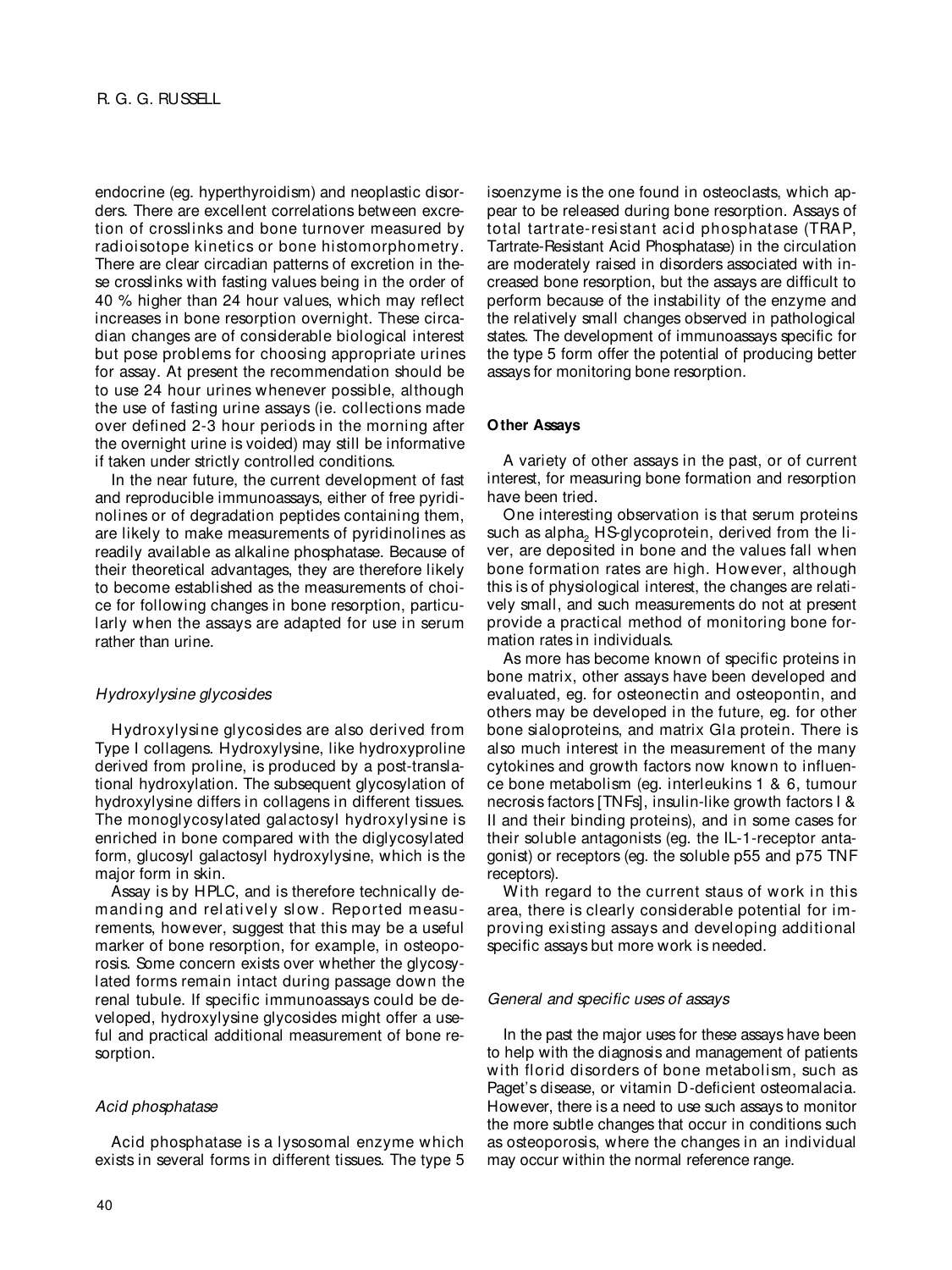endocrine (eg. hyperthyroidism) and neoplastic disorders. There are excellent correlations between excretion of crosslinks and bone turnover measured by radioisotope kinetics or bone histomorphometry. There are clear circadian patterns of excretion in these crosslinks with fasting values being in the order of 40 % higher than 24 hour values, which may reflect increases in bone resorption overnight. These circadian changes are of considerable biological interest but pose problems for choosing appropriate urines for assay. At present the recommendation should be to use 24 hour urines whenever possible, although the use of fasting urine assays (ie. collections made over defined 2-3 hour periods in the morning after the overnight urine is voided) may still be informative if taken under strictly controlled conditions.

In the near future, the current development of fast and reproducible immunoassays, either of free pyridinolines or of degradation peptides containing them, are likely to make measurements of pyridinolines as readily available as alkaline phosphatase. Because of their theoretical advantages, they are therefore likely to become established as the measurements of choice for following changes in bone resorption, particularly when the assays are adapted for use in serum rather than urine.

### *Hydroxylysine glycosides*

Hydroxylysine glycosides are also derived from Type I collagens. Hydroxylysine, like hydroxyproline derived from proline, is produced by a post-translational hydroxylation. The subsequent glycosylation of hydroxylysine differs in collagens in different tissues. The monoglycosylated galactosyl hydroxylysine is enriched in bone compared with the diglycosylated form, glucosyl galactosyl hydroxylysine, which is the major form in skin.

Assay is by HPLC, and is therefore technically demanding and relatively slow. Reported measurements, however, suggest that this may be a useful marker of bone resorption, for example, in osteoporosis. Some concern exists over whether the glycosylated forms remain intact during passage down the renal tubule. If specific immunoassays could be developed, hydroxylysine glycosides might offer a useful and practical additional measurement of bone resorption.

### *Acid phosphatase*

Acid phosphatase is a lysosomal enzyme which exists in several forms in different tissues. The type 5 isoenzyme is the one found in osteoclasts, which appear to be released during bone resorption. Assays of total tartrate-resistant acid phosphatase (TRAP, Tartrate-Resistant Acid Phosphatase) in the circulation are moderately raised in disorders associated with increased bone resorption, but the assays are difficult to perform because of the instability of the enzyme and the relatively small changes observed in pathological states. The development of immunoassays specific for the type 5 form offer the potential of producing better assays for monitoring bone resorption.

## **Other Assays**

A variety of other assays in the past, or of current interest, for measuring bone formation and resorption have been tried.

One interesting observation is that serum proteins such as alpha$_2$ HS-glycoprotein, derived from the liver, are deposited in bone and the values fall when bone formation rates are high. However, although this is of physiological interest, the changes are relatively small, and such measurements do not at present provide a practical method of monitoring bone formation rates in individuals.

As more has become known of specific proteins in bone matrix, other assays have been developed and evaluated, eg. for osteonectin and osteopontin, and others may be developed in the future, eg. for other bone sialoproteins, and matrix Gla protein. There is also much interest in the measurement of the many cytokines and growth factors now known to influence bone metabolism (eg. interleukins 1 & 6, tumour necrosis factors [TNFs], insulin-like growth factors I & II and their binding proteins), and in some cases for their soluble antagonists (eg. the IL-1-receptor antagonist) or receptors (eg. the soluble p55 and p75 TNF receptors).

With regard to the current staus of work in this area, there is clearly considerable potential for improving existing assays and developing additional specific assays but more work is needed.

### *General and specific uses of assays*

In the past the major uses for these assays have been to help with the diagnosis and management of patients with florid disorders of bone metabolism, such as Paget's disease, or vitamin D-deficient osteomalacia. However, there is a need to use such assays to monitor the more subtle changes that occur in conditions such as osteoporosis, where the changes in an individual may occur within the normal reference range.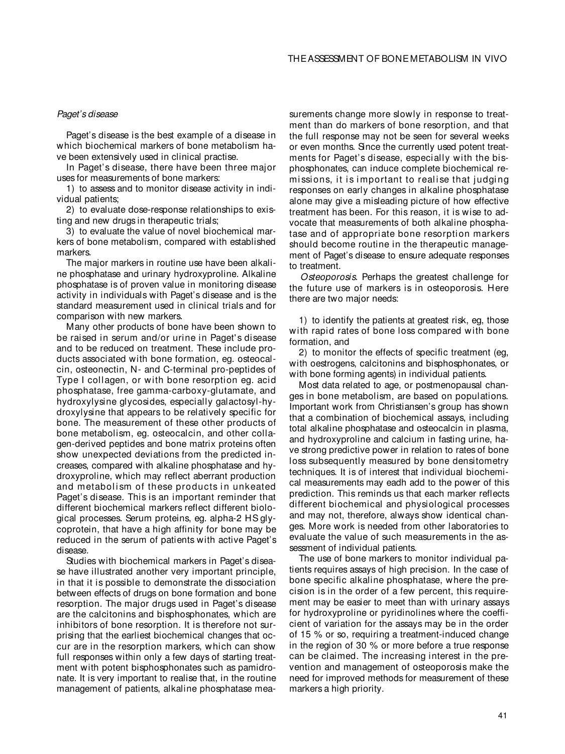*Paget's disease*

Paget's disease is the best example of a disease in which biochemical markers of bone metabolism have been extensively used in clinical practise.

In Paget's disease, there have been three major uses for measurements of bone markers:

1) to assess and to monitor disease activity in individual patients;

2) to evaluate dose-response relationships to existing and new drugs in therapeutic trials;

3) to evaluate the value of novel biochemical markers of bone metabolism, compared with established markers.

The major markers in routine use have been alkaline phosphatase and urinary hydroxyproline. Alkaline phosphatase is of proven value in monitoring disease activity in individuals with Paget's disease and is the standard measurement used in clinical trials and for comparison with new markers.

Many other products of bone have been shown to be raised in serum and/or urine in Paget's disease and to be reduced on treatment. These include products associated with bone formation, eg. osteocalcin, osteonectin, N- and C-terminal pro-peptides of Type I collagen, or with bone resorption eg. acid phosphatase, free gamma-carboxy-glutamate, and hydroxylysine glycosides, especially galactosyl-hydroxylysine that appears to be relatively specific for bone. The measurement of these other products of bone metabolism, eg. osteocalcin, and other collagen-derived peptides and bone matrix proteins often show unexpected deviations from the predicted increases, compared with alkaline phosphatase and hydroxyproline, which may reflect aberrant production and metabolism of these products in unkeated Paget's disease. This is an important reminder that different biochemical markers reflect different biological processes. Serum proteins, eg. alpha-2 HS glycoprotein, that have a high affinity for bone may be reduced in the serum of patients with active Paget's disease.

Studies with biochemical markers in Paget's disease have illustrated another very important principle, in that it is possible to demonstrate the dissociation between effects of drugs on bone formation and bone resorption. The major drugs used in Paget's disease are the calcitonins and bisphosphonates, which are inhibitors of bone resorption. It is therefore not surprising that the earliest biochemical changes that occur are in the resorption markers, which can show full responses within only a few days of starting treatment with potent bisphosphonates such as pamidronate. It is very important to realise that, in the routine management of patients, alkaline phosphatase measurements change more slowly in response to treatment than do markers of bone resorption, and that the full response may not be seen for several weeks or even months. Since the currently used potent treatments for Paget's disease, especially with the bisphosphonates, can induce complete biochemical remissions, it is important to realise that judging responses on early changes in alkaline phosphatase alone may give a misleading picture of how effective treatment has been. For this reason, it is wise to advocate that measurements of both alkaline phosphatase and of appropriate bone resorption markers should become routine in the therapeutic management of Paget's disease to ensure adequate responses to treatment.

*Osteoporosis*. Perhaps the greatest challenge for the future use of markers is in osteoporosis. Here there are two major needs:

1) to identify the patients at greatest risk, eg, those with rapid rates of bone loss compared with bone formation, and

2) to monitor the effects of specific treatment (eg, with oestrogens, calcitonins and bisphosphonates, or with bone forming agents) in individual patients.

Most data related to age, or postmenopausal changes in bone metabolism, are based on populations. Important work from Christiansen's group has shown that a combination of biochemical assays, including total alkaline phosphatase and osteocalcin in plasma, and hydroxyproline and calcium in fasting urine, have strong predictive power in relation to rates of bone loss subsequently measured by bone densitometry techniques. It is of interest that individual biochemical measurements may eadh add to the power of this prediction. This reminds us that each marker reflects different biochemical and physiological processes and may not, therefore, always show identical changes. More work is needed from other laboratories to evaluate the value of such measurements in the assessment of individual patients.

The use of bone markers to monitor individual patients requires assays of high precision. In the case of bone specific alkaline phosphatase, where the precision is in the order of a few percent, this requirement may be easier to meet than with urinary assays for hydroxyproline or pyridinolines where the coefficient of variation for the assays may be in the order of 15 % or so, requiring a treatment-induced change in the region of 30 % or more before a true response can be claimed. The increasing interest in the prevention and management of osteoporosis make the need for improved methods for measurement of these markers a high priority.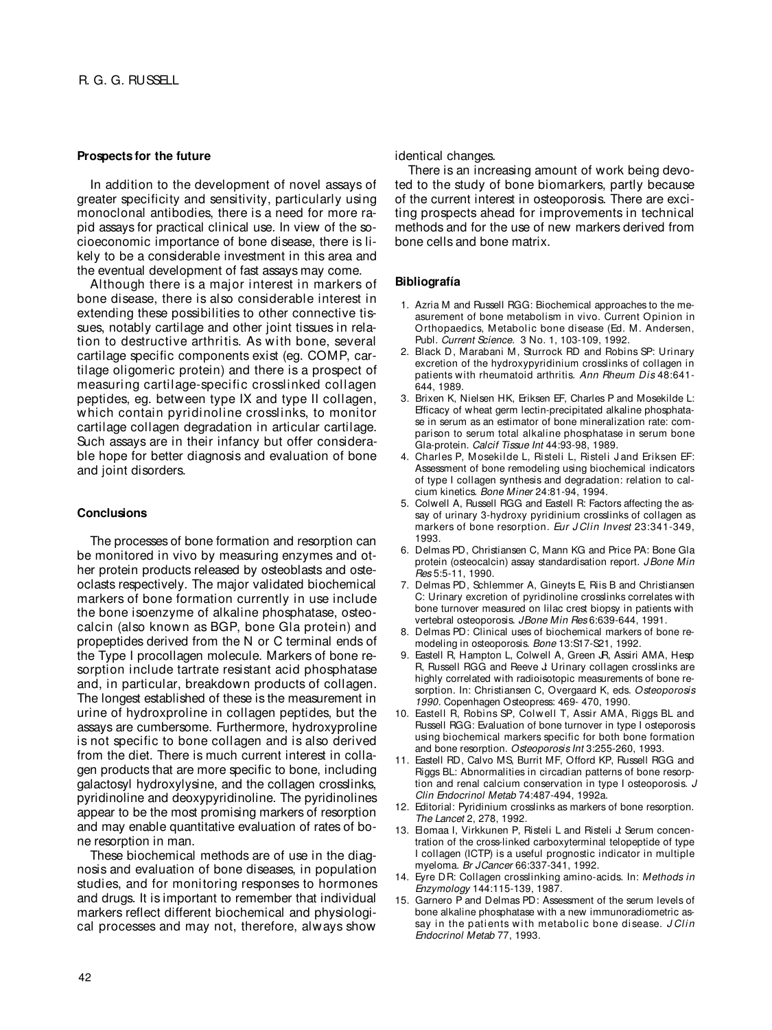## Prospects for the future

In addition to the development of novel assays of greater specificity and sensitivity, particularly using monoclonal antibodies, there is a need for more rapid assays for practical clinical use. In view of the socioeconomic importance of bone disease, there is likely to be a considerable investment in this area and the eventual development of fast assays may come.

Although there is a major interest in markers of bone disease, there is also considerable interest in extending these possibilities to other connective tissues, notably cartilage and other joint tissues in relation to destructive arthritis. As with bone, several cartilage specific components exist (eg. COMP, cartilage oligomeric protein) and there is a prospect of measuring cartilage-specific crosslinked collagen peptides, eg. between type IX and type II collagen, which contain pyridinoline crosslinks, to monitor cartilage collagen degradation in articular cartilage. Such assays are in their infancy but offer considerable hope for better diagnosis and evaluation of bone and joint disorders.

## Conclusions

The processes of bone formation and resorption can be monitored in vivo by measuring enzymes and other protein products released by osteoblasts and osteoclasts respectively. The major validated biochemical markers of bone formation currently in use include the bone isoenzyme of alkaline phosphatase, osteocalcin (also known as BGP, bone Gla protein) and propeptides derived from the N or C terminal ends of the Type I procollagen molecule. Markers of bone resorption include tartrate resistant acid phosphatase and, in particular, breakdown products of collagen. The longest established of these is the measurement in urine of hydroxproline in collagen peptides, but the assays are cumbersome. Furthermore, hydroxyproline is not specific to bone collagen and is also derived from the diet. There is much current interest in collagen products that are more specific to bone, including galactosyl hydroxylysine, and the collagen crosslinks, pyridinoline and deoxypyridinoline. The pyridinolines appear to be the most promising markers of resorption and may enable quantitative evaluation of rates of bone resorption in man.

These biochemical methods are of use in the diagnosis and evaluation of bone diseases, in population studies, and for monitoring responses to hormones and drugs. It is important to remember that individual markers reflect different biochemical and physiological processes and may not, therefore, always show identical changes.

There is an increasing amount of work being devoted to the study of bone biomarkers, partly because of the current interest in osteoporosis. There are exciting prospects ahead for improvements in technical methods and for the use of new markers derived from bone cells and bone matrix.

## Bibliografía

1. Azria M and Russell RGG: Biochemical approaches to the measurement of bone metabolism in vivo. Current Opinion in Orthopaedics, Metabolic bone disease (Ed. M. Andersen, Publ. *Current Science.* 3 No. 1, 103-109, 1992.
2. Black D, Marabani M, Sturrock RD and Robins SP: Urinary excretion of the hydroxypyridinium crosslinks of collagen in patients with rheumatoid arthritis. *Ann Rheum Dis* 48:641-644, 1989.
3. Brixen K, Nielsen HK, Eriksen EF, Charles P and Mosekilde L: Efficacy of wheat germ lectin-precipitated alkaline phosphatase in serum as an estimator of bone mineralization rate: comparison to serum total alkaline phosphatase in serum bone Gla-protein. *Calcif Tissue Int* 44:93-98, 1989.
4. Charles P, Mosekilde L, Risteli L, Risteli J and Eriksen EF: Assessment of bone remodeling using biochemical indicators of type I collagen synthesis and degradation: relation to calcium kinetics. *Bone Miner* 24:81-94, 1994.
5. Colwell A, Russell RGG and Eastell R: Factors affecting the assay of urinary 3-hydroxy pyridinium crosslinks of collagen as markers of bone resorption. *Eur J Clin Invest* 23:341-349, 1993.
6. Delmas PD, Christiansen C, Mann KG and Price PA: Bone Gla protein (osteocalcin) assay standardisation report. *J Bone Min Res* 5:5-11, 1990.
7. Delmas PD, Schlemmer A, Gineyts E, Riis B and Christiansen C: Urinary excretion of pyridinoline crosslinks correlates with bone turnover measured on lilac crest biopsy in patients with vertebral osteoporosis. *J Bone Min Res* 6:639-644, 1991.
8. Delmas PD: Clinical uses of biochemical markers of bone remodeling in osteoporosis. *Bone* 13:S17-S21, 1992.
9. Eastell R, Hampton L, Colwell A, Green JR, Assiri AMA, Hesp R, Russell RGG and Reeve J: Urinary collagen crosslinks are highly correlated with radioisotopic measurements of bone resorption. In: Christiansen C, Overgaard K, eds. *Osteoporosis 1990*. Copenhagen Osteopress: 469- 470, 1990.
10. Eastell R, Robins SP, Colwell T, Assir AMA, Riggs BL and Russell RGG: Evaluation of bone turnover in type I osteoporosis using biochemical markers specific for both bone formation and bone resorption. *Osteoporosis Int* 3:255-260, 1993.
11. Eastell RD, Calvo MS, Burrit MF, Offord KP, Russell RGG and Riggs BL: Abnormalities in circadian patterns of bone resorption and renal calcium conservation in type I osteoporosis. *J Clin Endocrinol Metab* 74:487-494, 1992a.
12. Editorial: Pyridinium crosslinks as markers of bone resorption. *The Lancet* 2, 278, 1992.
13. Elomaa I, Virkkunen P, Risteli L and Risteli J: Serum concentration of the cross-linked carboxyterminal telopeptide of type I collagen (ICTP) is a useful prognostic indicator in multiple myeloma. *Br J Cancer* 66:337-341, 1992.
14. Eyre DR: Collagen crosslinking amino-acids. In: *Methods in Enzymology* 144:115-139, 1987.
15. Garnero P and Delmas PD: Assessment of the serum levels of bone alkaline phosphatase with a new immunoradiometric assay in the patients with metabolic bone disease. *J Clin Endocrinol Metab* 77, 1993.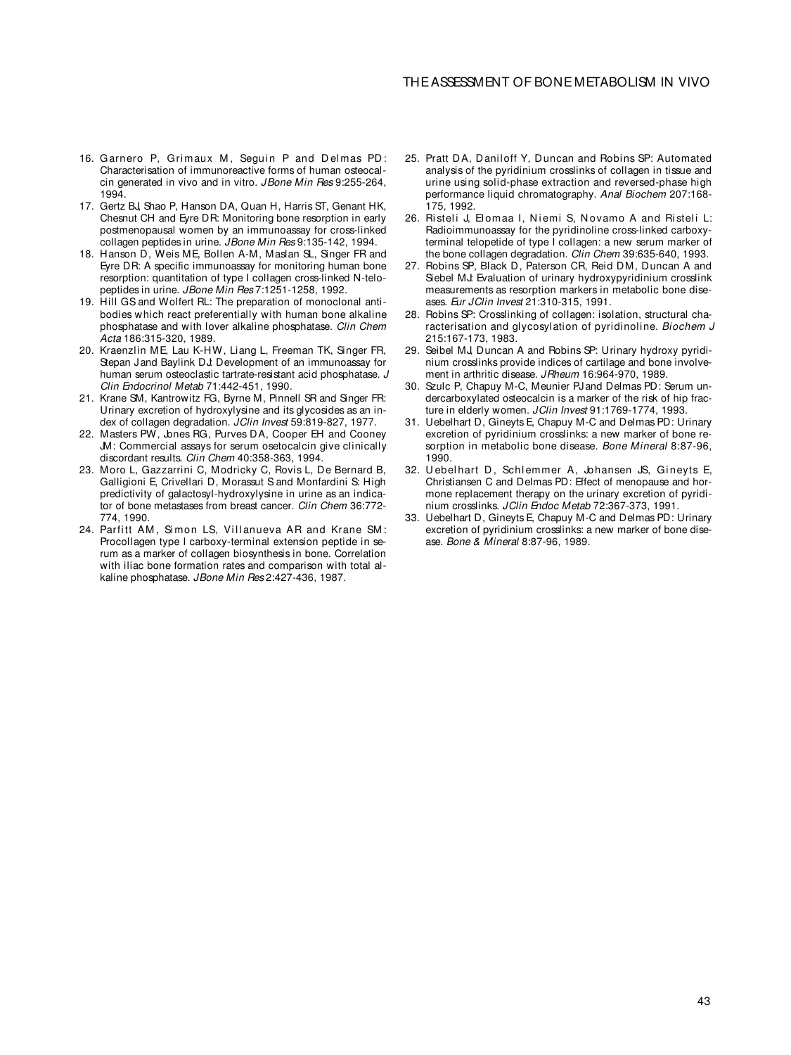16. Garnero P, Grimaux M, Seguin P and Delmas PD: Characterisation of immunoreactive forms of human osteocalcin generated in vivo and in vitro. *J Bone Min Res* 9:255-264, 1994.
17. Gertz BJ, Shao P, Hanson DA, Quan H, Harris ST, Genant HK, Chesnut CH and Eyre DR: Monitoring bone resorption in early postmenopausal women by an immunoassay for cross-linked collagen peptides in urine. *J Bone Min Res* 9:135-142, 1994.
18. Hanson D, Weis ME, Bollen A-M, Maslan SL, Singer FR and Eyre DR: A specific immunoassay for monitoring human bone resorption: quantitation of type I collagen cross-linked N-telopeptides in urine. *J Bone Min Res* 7:1251-1258, 1992.
19. Hill GS and Wolfert RL: The preparation of monoclonal antibodies which react preferentially with human bone alkaline phosphatase and with lover alkaline phosphatase. *Clin Chem Acta* 186:315-320, 1989.
20. Kraenzlin ME, Lau K-HW, Liang L, Freeman TK, Singer FR, Stepan J and Baylink DJ: Development of an immunoassay for human serum osteoclastic tartrate-resistant acid phosphatase. *J Clin Endocrinol Metab* 71:442-451, 1990.
21. Krane SM, Kantrowitz FG, Byrne M, Pinnell SR and Singer FR: Urinary excretion of hydroxylysine and its glycosides as an index of collagen degradation. *J Clin Invest* 59:819-827, 1977.
22. Masters PW, Jones RG, Purves DA, Cooper EH and Cooney JM: Commercial assays for serum osetocalcin give clinically discordant results. *Clin Chem* 40:358-363, 1994.
23. Moro L, Gazzarrini C, Modricky C, Rovis L, De Bernard B, Galligioni E, Crivellari D, Morassut S and Monfardini S: High predictivity of galactosyl-hydroxylysine in urine as an indicator of bone metastases from breast cancer. *Clin Chem* 36:772-774, 1990.
24. Parfitt AM, Simon LS, Villanueva AR and Krane SM: Procollagen type I carboxy-terminal extension peptide in serum as a marker of collagen biosynthesis in bone. Correlation with iliac bone formation rates and comparison with total alkaline phosphatase. *J Bone Min Res* 2:427-436, 1987.
25. Pratt DA, Daniloff Y, Duncan and Robins SP: Automated analysis of the pyridinium crosslinks of collagen in tissue and urine using solid-phase extraction and reversed-phase high performance liquid chromatography. *Anal Biochem* 207:168-175, 1992.
26. Risteli J, Elomaa I, Niemi S, Novamo A and Risteli L: Radioimmunoassay for the pyridinoline cross-linked carboxy-terminal telopetide of type I collagen: a new serum marker of the bone collagen degradation. *Clin Chem* 39:635-640, 1993.
27. Robins SP, Black D, Paterson CR, Reid DM, Duncan A and Siebel MJ: Evaluation of urinary hydroxypyridinium crosslink measurements as resorption markers in metabolic bone diseases. *Eur J Clin Invest* 21:310-315, 1991.
28. Robins SP: Crosslinking of collagen: isolation, structural characterisation and glycosylation of pyridinoline. *Biochem J* 215:167-173, 1983.
29. Seibel MJ, Duncan A and Robins SP: Urinary hydroxy pyridinium crosslinks provide indices of cartilage and bone involvement in arthritic disease. *J Rheum* 16:964-970, 1989.
30. Szulc P, Chapuy M-C, Meunier PJ and Delmas PD: Serum undercarboxylated osteocalcin is a marker of the risk of hip fracture in elderly women. *J Clin Invest* 91:1769-1774, 1993.
31. Uebelhart D, Gineyts E, Chapuy M-C and Delmas PD: Urinary excretion of pyridinium crosslinks: a new marker of bone resorption in metabolic bone disease. *Bone Mineral* 8:87-96, 1990.
32. Uebelhart D, Schlemmer A, Johansen JS, Gineyts E, Christiansen C and Delmas PD: Effect of menopause and hormone replacement therapy on the urinary excretion of pyridinium crosslinks. *J Clin Endoc Metab* 72:367-373, 1991.
33. Uebelhart D, Gineyts E, Chapuy M-C and Delmas PD: Urinary excretion of pyridinium crosslinks: a new marker of bone disease. *Bone & Mineral* 8:87-96, 1989.